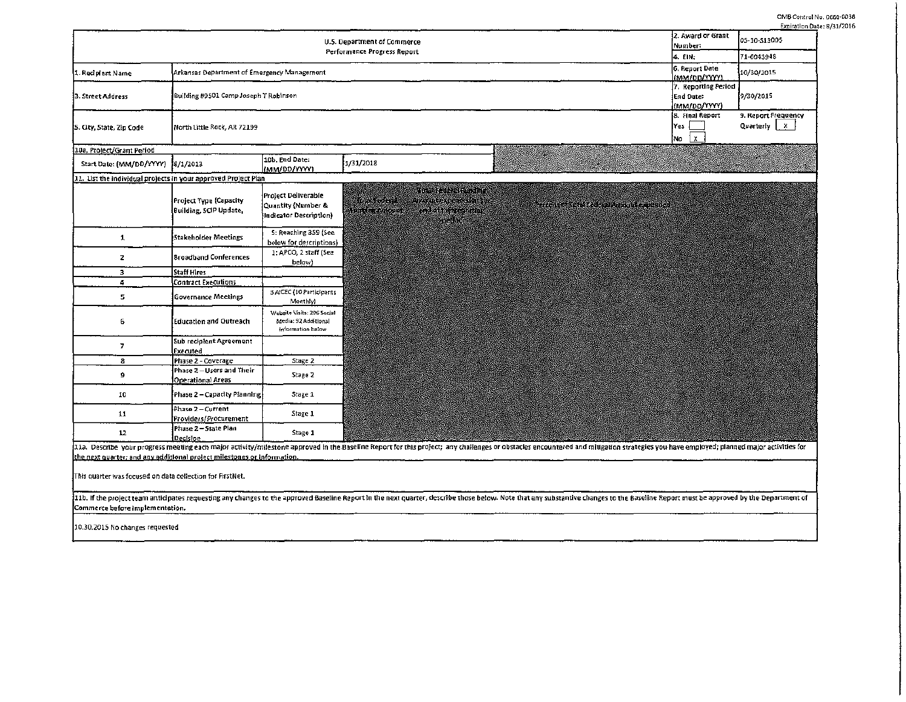OMB Control No. 0660-0038
Expiration Date: 8/31/2016

| U.S. Department of Commerce<br>Performance Progress Report | | 2. Award or Grant Number: | 05-10-S13005 |
|---|---|---|---|
| | | 4. EIN: | 71-6043948 |
| 1. Recipient Name | Arkansas Department of Emergency Management | 6. Report Date (MM/DD/YYYY) | 10/30/2015 |
| 3. Street Address | Building #9501 Camp Joseph T Robinson | 7. Reporting Period End Date: (MM/DD/YYYY) | 9/30/2015 |
| 5. City, State, Zip Code | North Little Rock, AR 72199 | 8. Final Report<br>Yes [ ]<br>No [x] | 9. Report Frequency<br>Quarterly [x] |

| 10a. Project/Grant Period | | | |
|---|---|---|---|
| Start Date: (MM/DD/YYYY) | 8/1/2013 | 10b. End Date: (MM/DD/YYYY) | 1/31/2018 |

11. List the individual projects in your approved Project Plan

| | Project Type (Capacity Building, SCIP Update, | Project Deliverable Quantity (Number & Indicator Description) |
|---|---|---|
| 1 | Stakeholder Meetings | 5: Reaching 359 (See below for descriptions) |
| 2 | Broadband Conferences | 1: APCO, 2 staff (See below) |
| 3 | Staff Hires | |
| 4 | Contract Executions | |
| 5 | Governance Meetings | 3 AICEC (10 Participants Monthly) |
| 6 | Education and Outreach | Website Visits: 206 Social Media: 92 Additional information below |
| 7 | Sub recipient Agreement Executed | |
| 8 | Phase 2 - Coverage | Stage 2 |
| 9 | Phase 2 – Users and Their Operational Areas | Stage 2 |
| 10 | Phase 2 – Capacity Planning | Stage 1 |
| 11 | Phase 2 – Current Providers/Procurement | Stage 1 |
| 12 | Phase 2 – State Plan Decision | Stage 1 |

11a. Describe your progress meeting each major activity/milestone approved in the Baseline Report for this project; any challenges or obstacles encountered and mitigation strategies you have employed; planned major activities for the next quarter; and any additional project milestones or information.

This quarter was focused on data collection for FirstNet.

11b. If the project team anticipates requesting any changes to the approved Baseline Report in the next quarter, describe those below. Note that any substantive changes to the Baseline Report must be approved by the Department of Commerce before implementation.

10.30.2015 No changes requested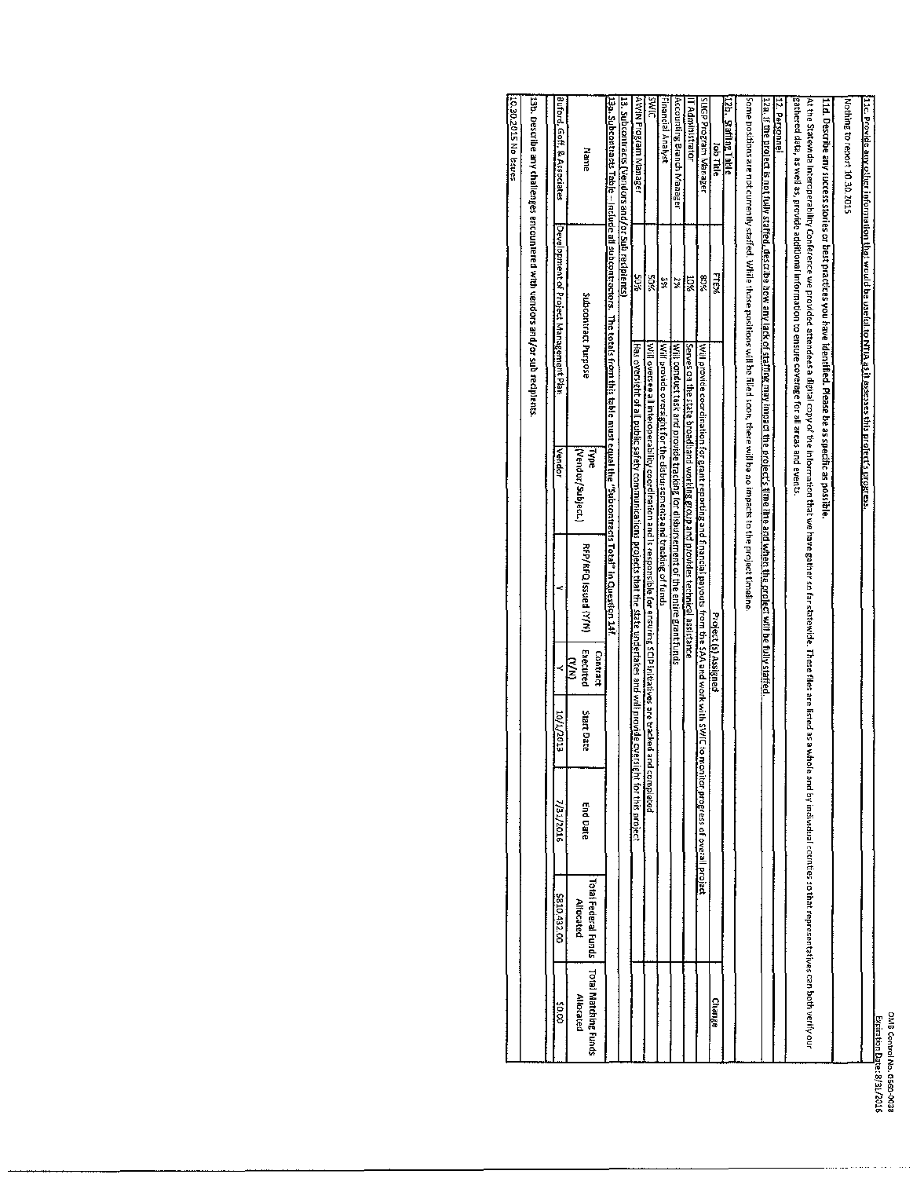11c. Provide any other information that would be useful to NTIA as it assesses this project's progress.

Nothing to report 10.30.2015

11d. Describe any success stories or best practices you have identified. Please be as specific as possible.

At the Statewide Interoperability Conference we provided attendees a digital copy of the information that we have gather so far statewide. These files are listed as a whole and by individual counties so that representatives can both verify our gathered data, as well as, provide additional information to ensure coverage for all areas and events.

12. Personnel

12a. If the project is not fully staffed, describe how any lack of staffing may impact the project's time line and when the project will be fully staffed.

Some positions are not currently staffed. While those positions will be filled soon, there will be no impacts to the project timeline.

12b. Staffing Table

| Job Title | FTE% | Project (s) Assigned | Change |
|---|---|---|---|
| SLIGP Program Manager | 80% | Will provide coordination for grant reporting and financial payouts from the SAA and work with SWIC to monitor progress of overall project | |
| IT Administrator | 10% | Serves on the state broadband working group and provides technical assistance | |
| Accounting Branch Manager | 2% | Will conduct task and provide tracking for disbursement of the entire grant funds | |
| Financial Analyst | 3% | Will provide oversight for the disbursements and tracking of funds | |
| SWIC | 50% | Will oversee all interoperability coordination and is responsible for ensuring SCIP initiatives are tracked and completed | |
| AWIN Program Manager | 50% | Has oversight of all public safety communications projects that the state undertakes and will provide oversight for this project | |

13. Subcontracts (Vendors and/or Subrecipients)

13a. Subcontracts Table – Include all subcontractors. The totals from this table must equal the "Subcontracts Total" in Question 14f.

| Name | Subcontract Purpose | Type (Vendor/Subject) | RFP/RFQ Issued (Y/N) | Contract Executed (Y/N) | Start Date | End Date | Total Federal Funds Allocated | Total Matching Funds Allocated |
|---|---|---|---|---|---|---|---|---|
| Buford, Goff, & Associates | Development of Project Management Plan | Vendor | Y | Y | 10/1/2013 | 7/31/2016 | $810,432.00 | $0.00 |

13b. Describe any challenges encountered with vendors and/or sub recipients.

10.30.2015 No Issues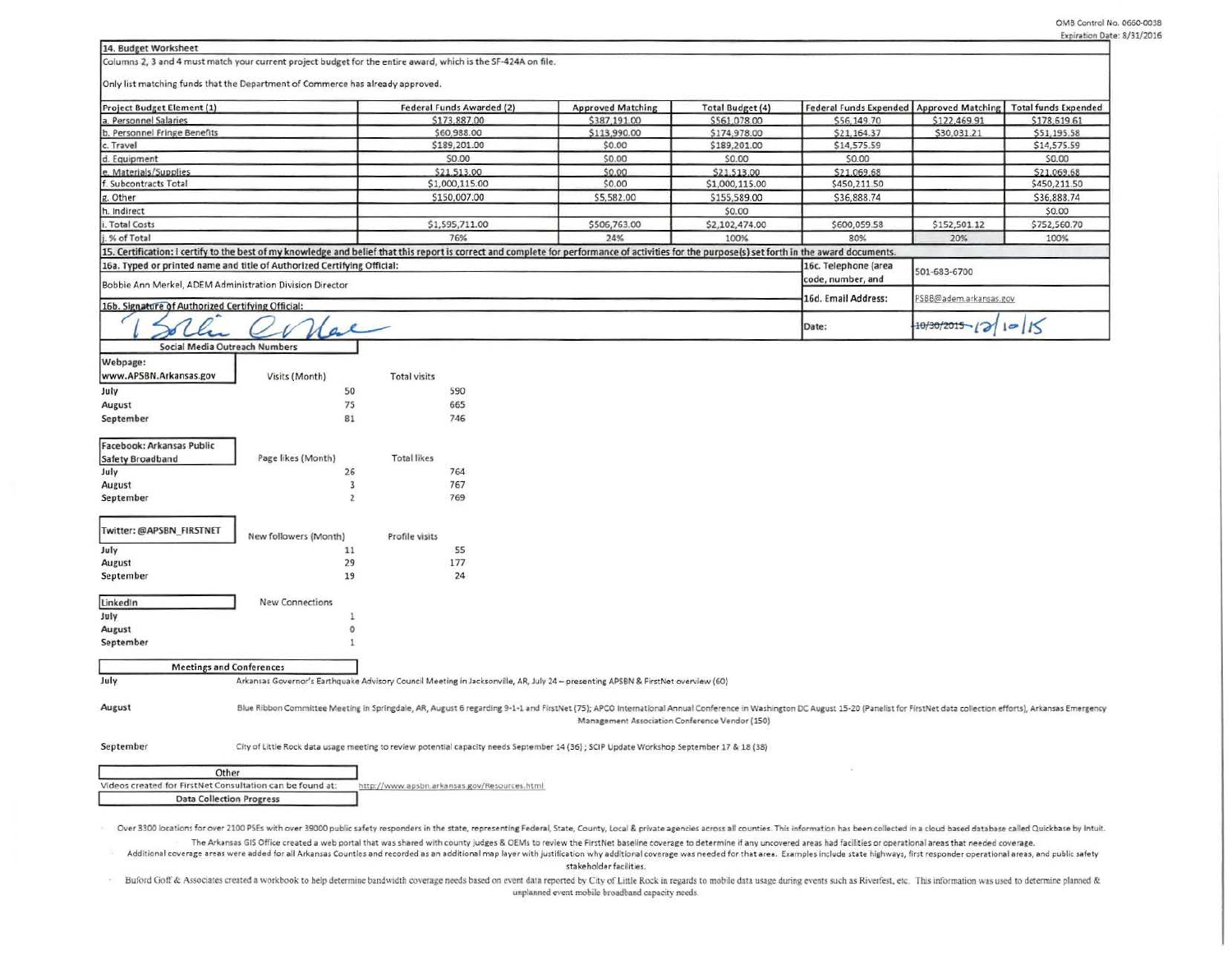## 14. Budget Worksheet

Columns 2, 3 and 4 must match your current project budget for the entire award, which is the SF-424A on file.

Only list matching funds that the Department of Commerce has already approved.

| Project Budget Element (1) | Federal Funds Awarded (2) | Approved Matching | Total Budget (4) | Federal Funds Expended | Approved Matching | Total funds Expended |
|---|---|---|---|---|---|---|
| a. Personnel Salaries | $173,887.00 | $387,191.00 | $561,078.00 | $56,149.70 | $122,469.91 | $178,619.61 |
| b. Personnel Fringe Benefits | $60,988.00 | $113,990.00 | $174,978.00 | $21,164.37 | $30,031.21 | $51,195.58 |
| c. Travel | $189,201.00 | $0.00 | $189,201.00 | $14,575.59 | | $14,575.59 |
| d. Equipment | $0.00 | $0.00 | $0.00 | $0.00 | | $0.00 |
| e. Materials/Supplies | $21,513.00 | $0.00 | $21,513.00 | $21,069.68 | | $21,069.68 |
| f. Subcontracts Total | $1,000,115.00 | $0.00 | $1,000,115.00 | $450,211.50 | | $450,211.50 |
| g. Other | $150,007.00 | $5,582.00 | $155,589.00 | $36,888.74 | | $36,888.74 |
| h. Indirect | | | $0.00 | | | $0.00 |
| i. Total Costs | $1,595,711.00 | $506,763.00 | $2,102,474.00 | $600,059.58 | $152,501.12 | $752,560.70 |
| j. % of Total | 76% | 24% | 100% | 80% | 20% | 100% |

15. Certification: I certify to the best of my knowledge and belief that this report is correct and complete for performance of activities for the purpose(s) set forth in the award documents.

| | | |
|---|---|---|
| 16a. Typed or printed name and title of Authorized Certifying Official: Bobbie Ann Merkel, ADEM Administration Division Director | 16c. Telephone (area code, number, and | 501-683-6700 |
| | 16d. Email Address: | PSBB@adem.arkansas.gov |
| 16b. Signature of Authorized Certifying Official: [signature] | Date: | ~~10/30/2015~~ 12/10/15 |

### Social Media Outreach Numbers

| Webpage: www.APSBN.Arkansas.gov | Visits (Month) | Total visits |
|---|---|---|
| July | 50 | 590 |
| August | 75 | 665 |
| September | 81 | 746 |

| Facebook: Arkansas Public Safety Broadband | Page likes (Month) | Total likes |
|---|---|---|
| July | 26 | 764 |
| August | 3 | 767 |
| September | 2 | 769 |

| Twitter: @APSBN_FIRSTNET | New followers (Month) | Profile visits |
|---|---|---|
| July | 11 | 55 |
| August | 29 | 177 |
| September | 19 | 24 |

| LinkedIn | New Connections |
|---|---|
| July | 1 |
| August | 0 |
| September | 1 |

### Meetings and Conferences

**July** Arkansas Governor's Earthquake Advisory Council Meeting in Jacksonville, AR, July 24 – presenting APSBN & FirstNet overview (60)

**August** Blue Ribbon Committee Meeting in Springdale, AR, August 6 regarding 9-1-1 and FirstNet (75); APCO International Annual Conference in Washington DC August 15-20 (Panelist for FirstNet data collection efforts), Arkansas Emergency Management Association Conference Vendor (150)

**September** City of Little Rock data usage meeting to review potential capacity needs September 14 (36) ; SCIP Update Workshop September 17 & 18 (38)

### Other

Videos created for FirstNet Consultation can be found at: http://www.apsbn.arkansas.gov/Resources.html

### Data Collection Progress

- Over 3300 locations for over 2100 PSEs with over 39000 public safety responders in the state, representing Federal, State, County, Local & private agencies across all counties. This information has been collected in a cloud based database called Quickbase by Intuit.
- The Arkansas GIS Office created a web portal that was shared with county judges & OEMs to review the FirstNet baseline coverage to determine if any uncovered areas had facilities or operational areas that needed coverage.
- Additional coverage areas were added for all Arkansas Counties and recorded as an additional map layer with justification why additional coverage was needed for that area. Examples include state highways, first responder operational areas, and public safety stakeholder facilities.
- Buford Goff & Associates created a workbook to help determine bandwidth coverage needs based on event data reported by City of Little Rock in regards to mobile data usage during events such as Riverfest, etc. This information was used to determine planned & unplanned event mobile broadband capacity needs.